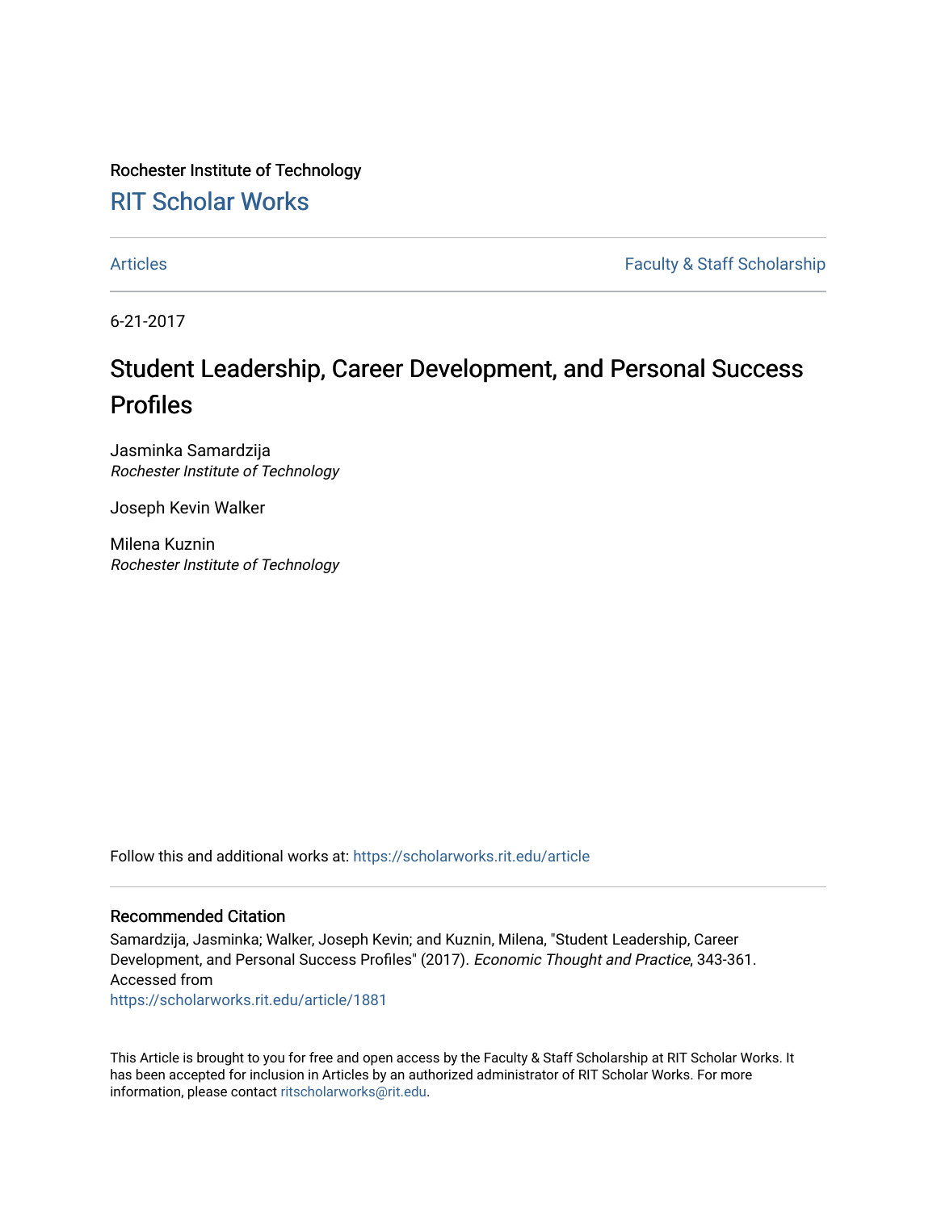Rochester Institute of Technology

## RIT Scholar Works

Articles | Faculty & Staff Scholarship

6-21-2017

# Student Leadership, Career Development, and Personal Success Profiles

Jasminka Samardzija
*Rochester Institute of Technology*

Joseph Kevin Walker

Milena Kuznin
*Rochester Institute of Technology*

Follow this and additional works at: https://scholarworks.rit.edu/article

### Recommended Citation

Samardzija, Jasminka; Walker, Joseph Kevin; and Kuznin, Milena, "Student Leadership, Career Development, and Personal Success Profiles" (2017). *Economic Thought and Practice*, 343-361. Accessed from
https://scholarworks.rit.edu/article/1881

This Article is brought to you for free and open access by the Faculty & Staff Scholarship at RIT Scholar Works. It has been accepted for inclusion in Articles by an authorized administrator of RIT Scholar Works. For more information, please contact ritscholarworks@rit.edu.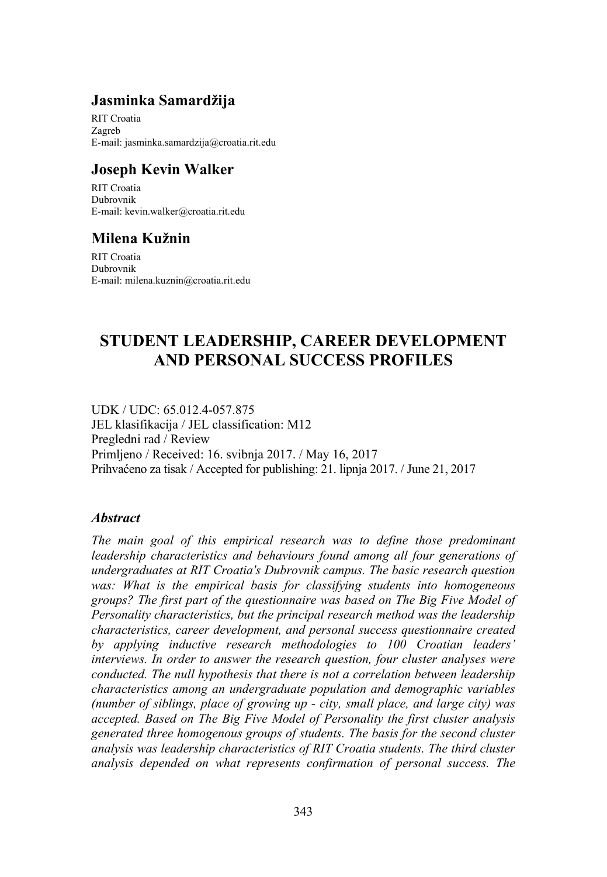## Jasminka Samardžija

RIT Croatia
Zagreb
E-mail: jasminka.samardzija@croatia.rit.edu

## Joseph Kevin Walker

RIT Croatia
Dubrovnik
E-mail: kevin.walker@croatia.rit.edu

## Milena Kužnin

RIT Croatia
Dubrovnik
E-mail: milena.kuznin@croatia.rit.edu

# STUDENT LEADERSHIP, CAREER DEVELOPMENT AND PERSONAL SUCCESS PROFILES

UDK / UDC: 65.012.4-057.875
JEL klasifikacija / JEL classification: M12
Pregledni rad / Review
Primljeno / Received: 16. svibnja 2017. / May 16, 2017
Prihvaćeno za tisak / Accepted for publishing: 21. lipnja 2017. / June 21, 2017

### *Abstract*

*The main goal of this empirical research was to define those predominant leadership characteristics and behaviours found among all four generations of undergraduates at RIT Croatia's Dubrovnik campus. The basic research question was: What is the empirical basis for classifying students into homogeneous groups? The first part of the questionnaire was based on The Big Five Model of Personality characteristics, but the principal research method was the leadership characteristics, career development, and personal success questionnaire created by applying inductive research methodologies to 100 Croatian leaders' interviews. In order to answer the research question, four cluster analyses were conducted. The null hypothesis that there is not a correlation between leadership characteristics among an undergraduate population and demographic variables (number of siblings, place of growing up - city, small place, and large city) was accepted. Based on The Big Five Model of Personality the first cluster analysis generated three homogenous groups of students. The basis for the second cluster analysis was leadership characteristics of RIT Croatia students. The third cluster analysis depended on what represents confirmation of personal success. The*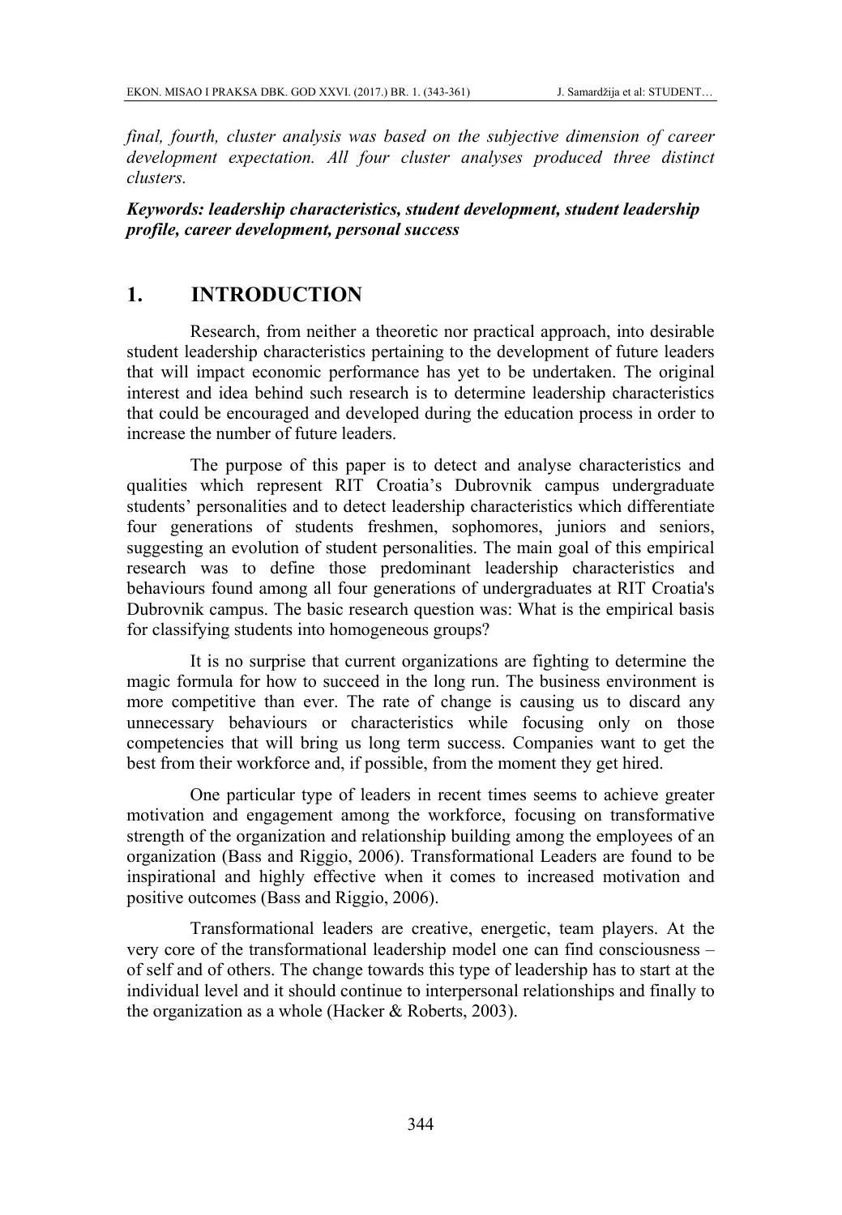*final, fourth, cluster analysis was based on the subjective dimension of career development expectation. All four cluster analyses produced three distinct clusters.*

***Keywords: leadership characteristics, student development, student leadership profile, career development, personal success***

# 1. INTRODUCTION

Research, from neither a theoretic nor practical approach, into desirable student leadership characteristics pertaining to the development of future leaders that will impact economic performance has yet to be undertaken. The original interest and idea behind such research is to determine leadership characteristics that could be encouraged and developed during the education process in order to increase the number of future leaders.

The purpose of this paper is to detect and analyse characteristics and qualities which represent RIT Croatia's Dubrovnik campus undergraduate students' personalities and to detect leadership characteristics which differentiate four generations of students freshmen, sophomores, juniors and seniors, suggesting an evolution of student personalities. The main goal of this empirical research was to define those predominant leadership characteristics and behaviours found among all four generations of undergraduates at RIT Croatia's Dubrovnik campus. The basic research question was: What is the empirical basis for classifying students into homogeneous groups?

It is no surprise that current organizations are fighting to determine the magic formula for how to succeed in the long run. The business environment is more competitive than ever. The rate of change is causing us to discard any unnecessary behaviours or characteristics while focusing only on those competencies that will bring us long term success. Companies want to get the best from their workforce and, if possible, from the moment they get hired.

One particular type of leaders in recent times seems to achieve greater motivation and engagement among the workforce, focusing on transformative strength of the organization and relationship building among the employees of an organization (Bass and Riggio, 2006). Transformational Leaders are found to be inspirational and highly effective when it comes to increased motivation and positive outcomes (Bass and Riggio, 2006).

Transformational leaders are creative, energetic, team players. At the very core of the transformational leadership model one can find consciousness – of self and of others. The change towards this type of leadership has to start at the individual level and it should continue to interpersonal relationships and finally to the organization as a whole (Hacker & Roberts, 2003).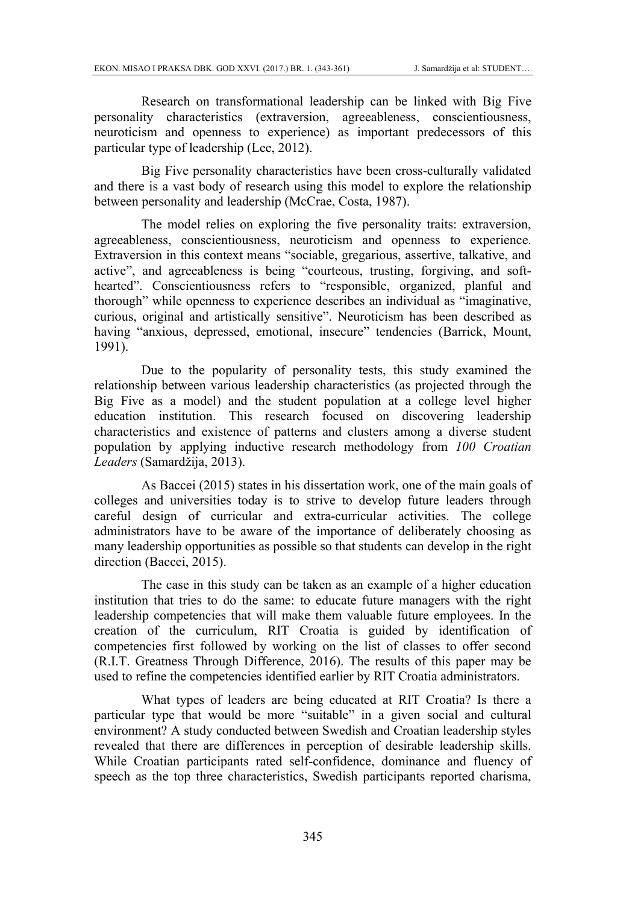Research on transformational leadership can be linked with Big Five personality characteristics (extraversion, agreeableness, conscientiousness, neuroticism and openness to experience) as important predecessors of this particular type of leadership (Lee, 2012).

Big Five personality characteristics have been cross-culturally validated and there is a vast body of research using this model to explore the relationship between personality and leadership (McCrae, Costa, 1987).

The model relies on exploring the five personality traits: extraversion, agreeableness, conscientiousness, neuroticism and openness to experience. Extraversion in this context means "sociable, gregarious, assertive, talkative, and active", and agreeableness is being "courteous, trusting, forgiving, and soft-hearted". Conscientiousness refers to "responsible, organized, planful and thorough" while openness to experience describes an individual as "imaginative, curious, original and artistically sensitive". Neuroticism has been described as having "anxious, depressed, emotional, insecure" tendencies (Barrick, Mount, 1991).

Due to the popularity of personality tests, this study examined the relationship between various leadership characteristics (as projected through the Big Five as a model) and the student population at a college level higher education institution. This research focused on discovering leadership characteristics and existence of patterns and clusters among a diverse student population by applying inductive research methodology from *100 Croatian Leaders* (Samardžija, 2013).

As Baccei (2015) states in his dissertation work, one of the main goals of colleges and universities today is to strive to develop future leaders through careful design of curricular and extra-curricular activities. The college administrators have to be aware of the importance of deliberately choosing as many leadership opportunities as possible so that students can develop in the right direction (Baccei, 2015).

The case in this study can be taken as an example of a higher education institution that tries to do the same: to educate future managers with the right leadership competencies that will make them valuable future employees. In the creation of the curriculum, RIT Croatia is guided by identification of competencies first followed by working on the list of classes to offer second (R.I.T. Greatness Through Difference, 2016). The results of this paper may be used to refine the competencies identified earlier by RIT Croatia administrators.

What types of leaders are being educated at RIT Croatia? Is there a particular type that would be more "suitable" in a given social and cultural environment? A study conducted between Swedish and Croatian leadership styles revealed that there are differences in perception of desirable leadership skills. While Croatian participants rated self-confidence, dominance and fluency of speech as the top three characteristics, Swedish participants reported charisma,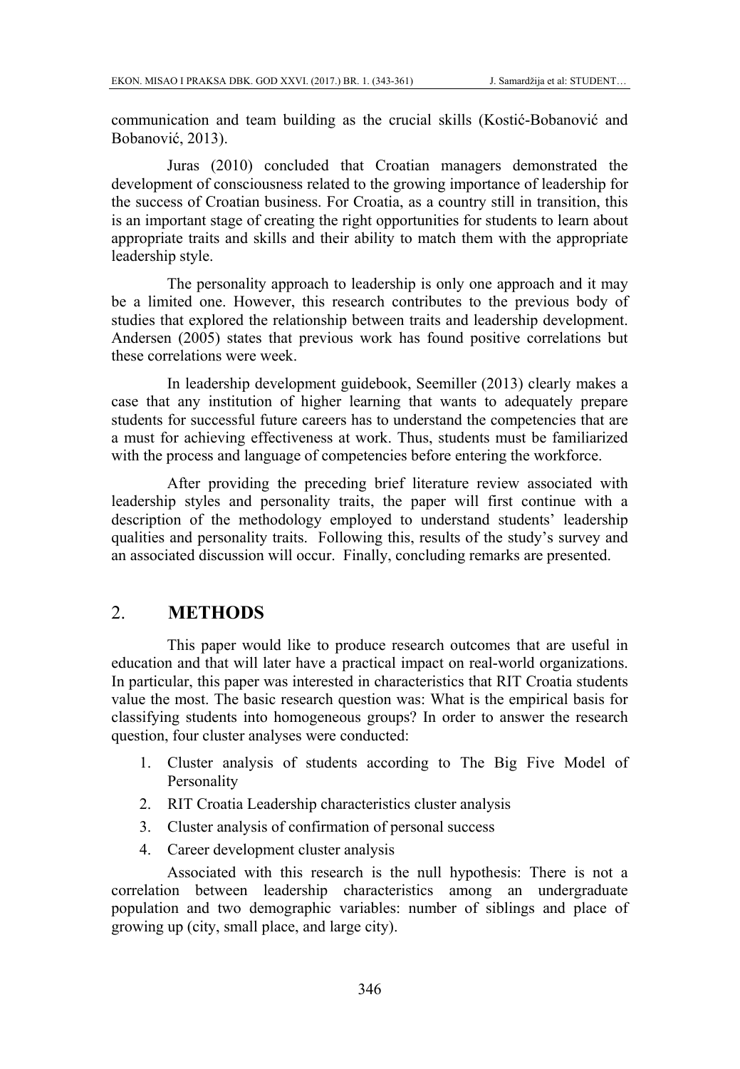communication and team building as the crucial skills (Kostić-Bobanović and Bobanović, 2013).

Juras (2010) concluded that Croatian managers demonstrated the development of consciousness related to the growing importance of leadership for the success of Croatian business. For Croatia, as a country still in transition, this is an important stage of creating the right opportunities for students to learn about appropriate traits and skills and their ability to match them with the appropriate leadership style.

The personality approach to leadership is only one approach and it may be a limited one. However, this research contributes to the previous body of studies that explored the relationship between traits and leadership development. Andersen (2005) states that previous work has found positive correlations but these correlations were week.

In leadership development guidebook, Seemiller (2013) clearly makes a case that any institution of higher learning that wants to adequately prepare students for successful future careers has to understand the competencies that are a must for achieving effectiveness at work. Thus, students must be familiarized with the process and language of competencies before entering the workforce.

After providing the preceding brief literature review associated with leadership styles and personality traits, the paper will first continue with a description of the methodology employed to understand students' leadership qualities and personality traits. Following this, results of the study's survey and an associated discussion will occur. Finally, concluding remarks are presented.

## 2. METHODS

This paper would like to produce research outcomes that are useful in education and that will later have a practical impact on real-world organizations. In particular, this paper was interested in characteristics that RIT Croatia students value the most. The basic research question was: What is the empirical basis for classifying students into homogeneous groups? In order to answer the research question, four cluster analyses were conducted:

1. Cluster analysis of students according to The Big Five Model of Personality
2. RIT Croatia Leadership characteristics cluster analysis
3. Cluster analysis of confirmation of personal success
4. Career development cluster analysis

Associated with this research is the null hypothesis: There is not a correlation between leadership characteristics among an undergraduate population and two demographic variables: number of siblings and place of growing up (city, small place, and large city).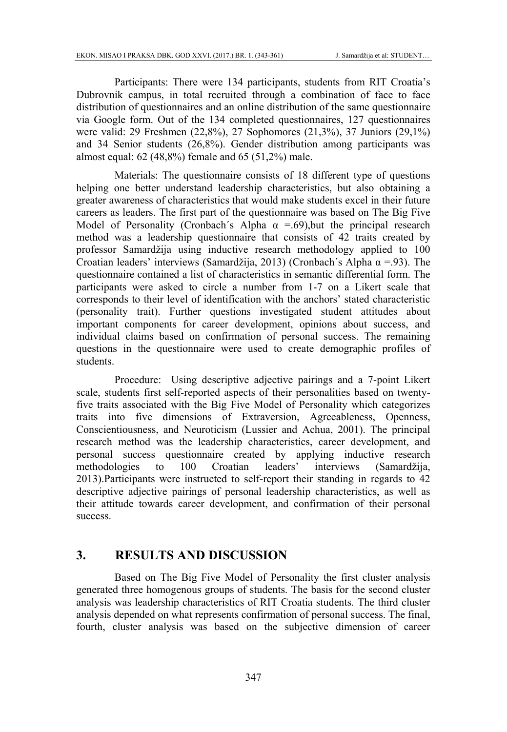Participants: There were 134 participants, students from RIT Croatia's Dubrovnik campus, in total recruited through a combination of face to face distribution of questionnaires and an online distribution of the same questionnaire via Google form. Out of the 134 completed questionnaires, 127 questionnaires were valid: 29 Freshmen (22,8%), 27 Sophomores (21,3%), 37 Juniors (29,1%) and 34 Senior students (26,8%). Gender distribution among participants was almost equal: 62 (48,8%) female and 65 (51,2%) male.

Materials: The questionnaire consists of 18 different type of questions helping one better understand leadership characteristics, but also obtaining a greater awareness of characteristics that would make students excel in their future careers as leaders. The first part of the questionnaire was based on The Big Five Model of Personality (Cronbach´s Alpha $\alpha$ =.69),but the principal research method was a leadership questionnaire that consists of 42 traits created by professor Samardžija using inductive research methodology applied to 100 Croatian leaders' interviews (Samardžija, 2013) (Cronbach´s Alpha $\alpha$ =.93). The questionnaire contained a list of characteristics in semantic differential form. The participants were asked to circle a number from 1-7 on a Likert scale that corresponds to their level of identification with the anchors' stated characteristic (personality trait). Further questions investigated student attitudes about important components for career development, opinions about success, and individual claims based on confirmation of personal success. The remaining questions in the questionnaire were used to create demographic profiles of students.

Procedure: Using descriptive adjective pairings and a 7-point Likert scale, students first self-reported aspects of their personalities based on twenty-five traits associated with the Big Five Model of Personality which categorizes traits into five dimensions of Extraversion, Agreeableness, Openness, Conscientiousness, and Neuroticism (Lussier and Achua, 2001). The principal research method was the leadership characteristics, career development, and personal success questionnaire created by applying inductive research methodologies to 100 Croatian leaders' interviews (Samardžija, 2013).Participants were instructed to self-report their standing in regards to 42 descriptive adjective pairings of personal leadership characteristics, as well as their attitude towards career development, and confirmation of their personal success.

## 3. RESULTS AND DISCUSSION

Based on The Big Five Model of Personality the first cluster analysis generated three homogenous groups of students. The basis for the second cluster analysis was leadership characteristics of RIT Croatia students. The third cluster analysis depended on what represents confirmation of personal success. The final, fourth, cluster analysis was based on the subjective dimension of career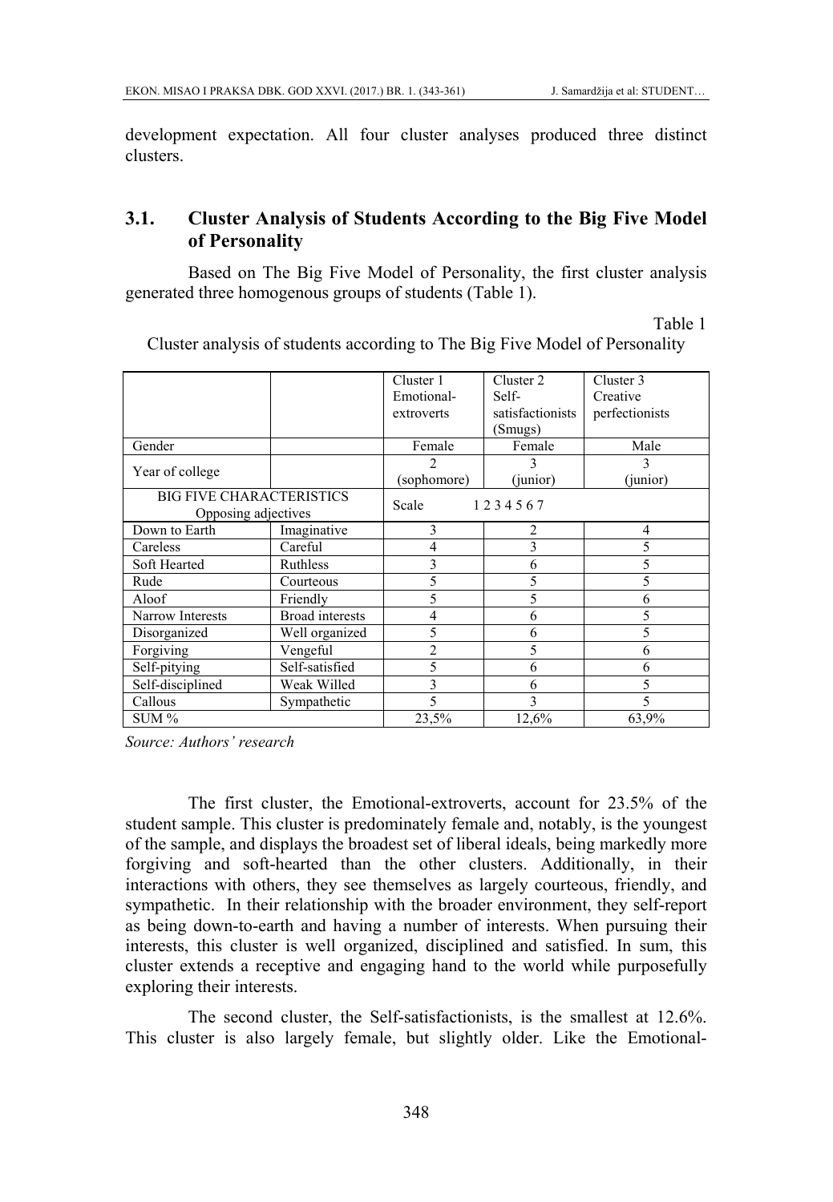development expectation. All four cluster analyses produced three distinct clusters.

## 3.1. Cluster Analysis of Students According to the Big Five Model of Personality

Based on The Big Five Model of Personality, the first cluster analysis generated three homogenous groups of students (Table 1).

Table 1

Cluster analysis of students according to The Big Five Model of Personality

| | | Cluster 1 Emotional-extroverts | Cluster 2 Self-satisfactionists (Smugs) | Cluster 3 Creative perfectionists |
|---|---|---|---|---|
| Gender | | Female | Female | Male |
| Year of college | | 2 (sophomore) | 3 (junior) | 3 (junior) |
| BIG FIVE CHARACTERISTICS Opposing adjectives | | Scale 1 2 3 4 5 6 7 | | |
| Down to Earth | Imaginative | 3 | 2 | 4 |
| Careless | Careful | 4 | 3 | 5 |
| Soft Hearted | Ruthless | 3 | 6 | 5 |
| Rude | Courteous | 5 | 5 | 5 |
| Aloof | Friendly | 5 | 5 | 6 |
| Narrow Interests | Broad interests | 4 | 6 | 5 |
| Disorganized | Well organized | 5 | 6 | 5 |
| Forgiving | Vengeful | 2 | 5 | 6 |
| Self-pitying | Self-satisfied | 5 | 6 | 6 |
| Self-disciplined | Weak Willed | 3 | 6 | 5 |
| Callous | Sympathetic | 5 | 3 | 5 |
| SUM % | | 23,5% | 12,6% | 63,9% |

*Source: Authors' research*

The first cluster, the Emotional-extroverts, account for 23.5% of the student sample. This cluster is predominately female and, notably, is the youngest of the sample, and displays the broadest set of liberal ideals, being markedly more forgiving and soft-hearted than the other clusters. Additionally, in their interactions with others, they see themselves as largely courteous, friendly, and sympathetic. In their relationship with the broader environment, they self-report as being down-to-earth and having a number of interests. When pursuing their interests, this cluster is well organized, disciplined and satisfied. In sum, this cluster extends a receptive and engaging hand to the world while purposefully exploring their interests.

The second cluster, the Self-satisfactionists, is the smallest at 12.6%. This cluster is also largely female, but slightly older. Like the Emotional-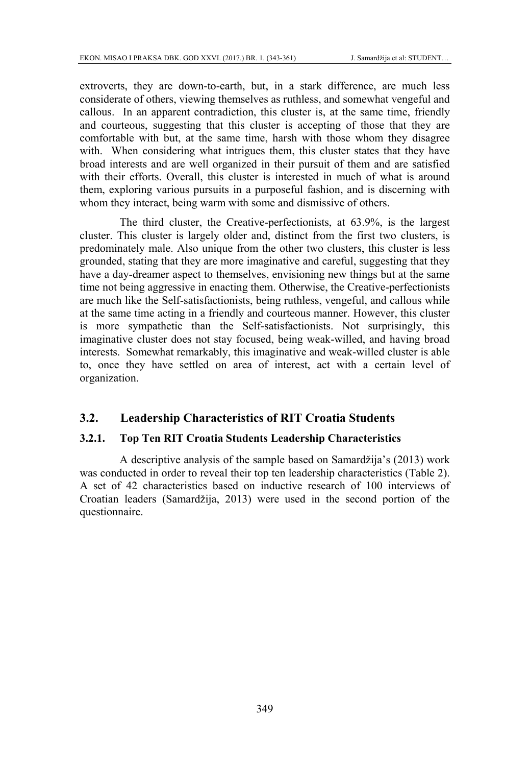extroverts, they are down-to-earth, but, in a stark difference, are much less considerate of others, viewing themselves as ruthless, and somewhat vengeful and callous. In an apparent contradiction, this cluster is, at the same time, friendly and courteous, suggesting that this cluster is accepting of those that they are comfortable with but, at the same time, harsh with those whom they disagree with. When considering what intrigues them, this cluster states that they have broad interests and are well organized in their pursuit of them and are satisfied with their efforts. Overall, this cluster is interested in much of what is around them, exploring various pursuits in a purposeful fashion, and is discerning with whom they interact, being warm with some and dismissive of others.

The third cluster, the Creative-perfectionists, at 63.9%, is the largest cluster. This cluster is largely older and, distinct from the first two clusters, is predominately male. Also unique from the other two clusters, this cluster is less grounded, stating that they are more imaginative and careful, suggesting that they have a day-dreamer aspect to themselves, envisioning new things but at the same time not being aggressive in enacting them. Otherwise, the Creative-perfectionists are much like the Self-satisfactionists, being ruthless, vengeful, and callous while at the same time acting in a friendly and courteous manner. However, this cluster is more sympathetic than the Self-satisfactionists. Not surprisingly, this imaginative cluster does not stay focused, being weak-willed, and having broad interests. Somewhat remarkably, this imaginative and weak-willed cluster is able to, once they have settled on area of interest, act with a certain level of organization.

## 3.2. Leadership Characteristics of RIT Croatia Students

### 3.2.1. Top Ten RIT Croatia Students Leadership Characteristics

A descriptive analysis of the sample based on Samardžija's (2013) work was conducted in order to reveal their top ten leadership characteristics (Table 2). A set of 42 characteristics based on inductive research of 100 interviews of Croatian leaders (Samardžija, 2013) were used in the second portion of the questionnaire.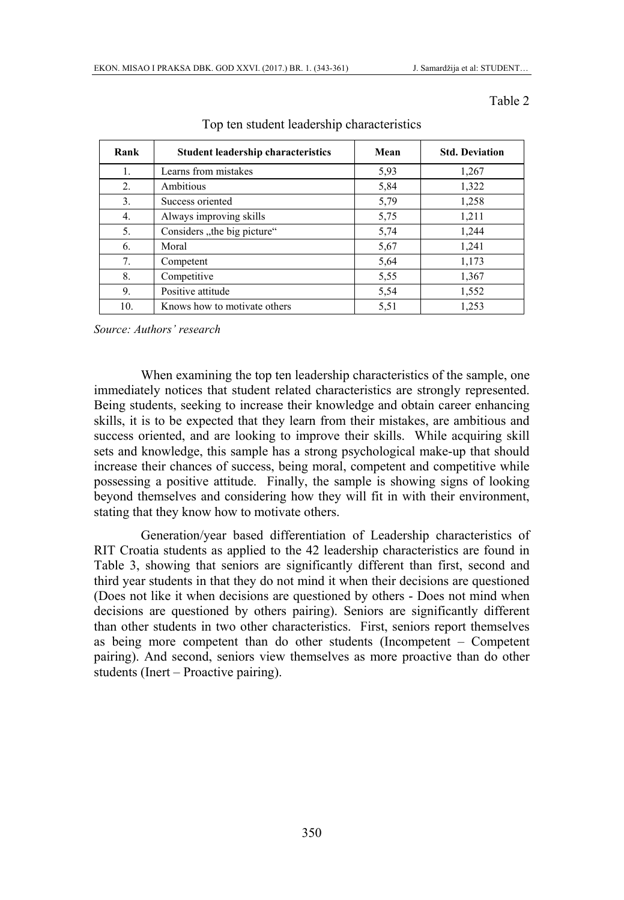Table 2

Top ten student leadership characteristics

| Rank | Student leadership characteristics | Mean | Std. Deviation |
|---|---|---|---|
| 1. | Learns from mistakes | 5,93 | 1,267 |
| 2. | Ambitious | 5,84 | 1,322 |
| 3. | Success oriented | 5,79 | 1,258 |
| 4. | Always improving skills | 5,75 | 1,211 |
| 5. | Considers „the big picture“ | 5,74 | 1,244 |
| 6. | Moral | 5,67 | 1,241 |
| 7. | Competent | 5,64 | 1,173 |
| 8. | Competitive | 5,55 | 1,367 |
| 9. | Positive attitude | 5,54 | 1,552 |
| 10. | Knows how to motivate others | 5,51 | 1,253 |

*Source: Authors' research*

When examining the top ten leadership characteristics of the sample, one immediately notices that student related characteristics are strongly represented. Being students, seeking to increase their knowledge and obtain career enhancing skills, it is to be expected that they learn from their mistakes, are ambitious and success oriented, and are looking to improve their skills. While acquiring skill sets and knowledge, this sample has a strong psychological make-up that should increase their chances of success, being moral, competent and competitive while possessing a positive attitude. Finally, the sample is showing signs of looking beyond themselves and considering how they will fit in with their environment, stating that they know how to motivate others.

Generation/year based differentiation of Leadership characteristics of RIT Croatia students as applied to the 42 leadership characteristics are found in Table 3, showing that seniors are significantly different than first, second and third year students in that they do not mind it when their decisions are questioned (Does not like it when decisions are questioned by others - Does not mind when decisions are questioned by others pairing). Seniors are significantly different than other students in two other characteristics. First, seniors report themselves as being more competent than do other students (Incompetent – Competent pairing). And second, seniors view themselves as more proactive than do other students (Inert – Proactive pairing).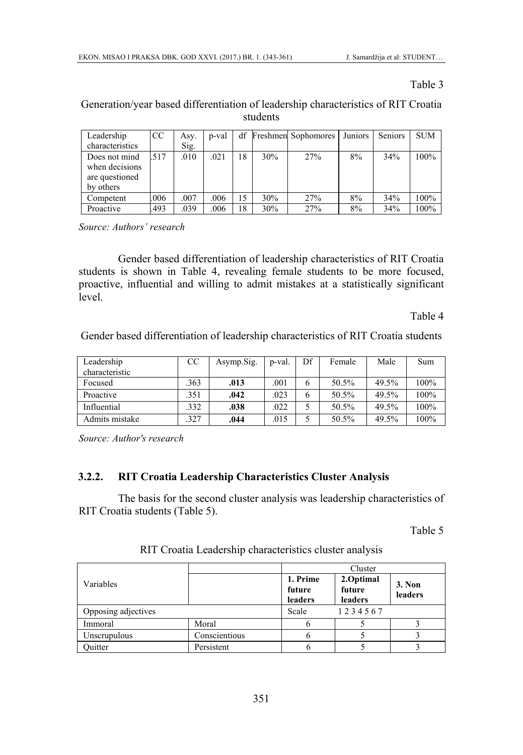Table 3

Generation/year based differentiation of leadership characteristics of RIT Croatia students

| Leadership characteristics | CC | Asy. Sig. | p-val | df | Freshmen | Sophomores | Juniors | Seniors | SUM |
|---|---|---|---|---|---|---|---|---|---|
| Does not mind when decisions are questioned by others | .517 | .010 | .021 | 18 | 30% | 27% | 8% | 34% | 100% |
| Competent | .006 | .007 | .006 | 15 | 30% | 27% | 8% | 34% | 100% |
| Proactive | .493 | .039 | .006 | 18 | 30% | 27% | 8% | 34% | 100% |

*Source: Authors' research*

Gender based differentiation of leadership characteristics of RIT Croatia students is shown in Table 4, revealing female students to be more focused, proactive, influential and willing to admit mistakes at a statistically significant level.

Table 4

Gender based differentiation of leadership characteristics of RIT Croatia students

| Leadership characteristic | CC | Asymp.Sig. | p-val. | Df | Female | Male | Sum |
|---|---|---|---|---|---|---|---|
| Focused | .363 | **.013** | .001 | 6 | 50.5% | 49.5% | 100% |
| Proactive | .351 | **.042** | .023 | 6 | 50.5% | 49.5% | 100% |
| Influential | .332 | **.038** | .022 | 5 | 50.5% | 49.5% | 100% |
| Admits mistake | .327 | **.044** | .015 | 5 | 50.5% | 49.5% | 100% |

*Source: Author's research*

### 3.2.2. RIT Croatia Leadership Characteristics Cluster Analysis

The basis for the second cluster analysis was leadership characteristics of RIT Croatia students (Table 5).

Table 5

RIT Croatia Leadership characteristics cluster analysis

| Variables | | Cluster | | |
|---|---|---|---|---|
| | | **1. Prime future leaders** | **2.Optimal future leaders** | **3. Non leaders** |
| Opposing adjectives | | Scale | 1 2 3 4 5 6 7 | |
| Immoral | Moral | 6 | 5 | 3 |
| Unscrupulous | Conscientious | 6 | 5 | 3 |
| Quitter | Persistent | 6 | 5 | 3 |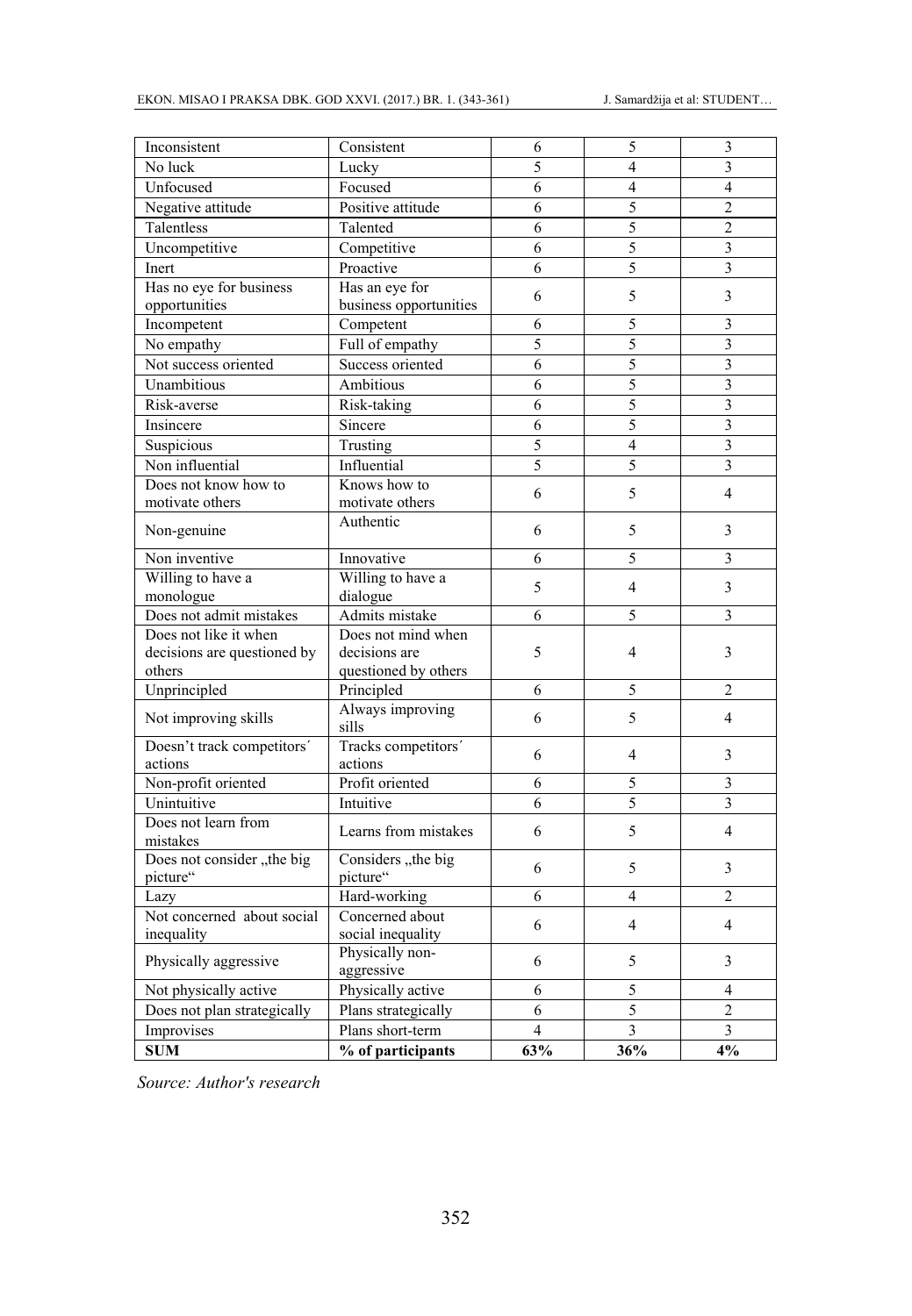| | | | | |
|---|---|---|---|---|
| Inconsistent | Consistent | 6 | 5 | 3 |
| No luck | Lucky | 5 | 4 | 3 |
| Unfocused | Focused | 6 | 4 | 4 |
| Negative attitude | Positive attitude | 6 | 5 | 2 |
| Talentless | Talented | 6 | 5 | 2 |
| Uncompetitive | Competitive | 6 | 5 | 3 |
| Inert | Proactive | 6 | 5 | 3 |
| Has no eye for business opportunities | Has an eye for business opportunities | 6 | 5 | 3 |
| Incompetent | Competent | 6 | 5 | 3 |
| No empathy | Full of empathy | 5 | 5 | 3 |
| Not success oriented | Success oriented | 6 | 5 | 3 |
| Unambitious | Ambitious | 6 | 5 | 3 |
| Risk-averse | Risk-taking | 6 | 5 | 3 |
| Insincere | Sincere | 6 | 5 | 3 |
| Suspicious | Trusting | 5 | 4 | 3 |
| Non influential | Influential | 5 | 5 | 3 |
| Does not know how to motivate others | Knows how to motivate others | 6 | 5 | 4 |
| Non-genuine | Authentic | 6 | 5 | 3 |
| Non inventive | Innovative | 6 | 5 | 3 |
| Willing to have a monologue | Willing to have a dialogue | 5 | 4 | 3 |
| Does not admit mistakes | Admits mistake | 6 | 5 | 3 |
| Does not like it when decisions are questioned by others | Does not mind when decisions are questioned by others | 5 | 4 | 3 |
| Unprincipled | Principled | 6 | 5 | 2 |
| Not improving skills | Always improving sills | 6 | 5 | 4 |
| Doesn't track competitors´ actions | Tracks competitors´ actions | 6 | 4 | 3 |
| Non-profit oriented | Profit oriented | 6 | 5 | 3 |
| Unintuitive | Intuitive | 6 | 5 | 3 |
| Does not learn from mistakes | Learns from mistakes | 6 | 5 | 4 |
| Does not consider „the big picture" | Considers „the big picture" | 6 | 5 | 3 |
| Lazy | Hard-working | 6 | 4 | 2 |
| Not concerned about social inequality | Concerned about social inequality | 6 | 4 | 4 |
| Physically aggressive | Physically non-aggressive | 6 | 5 | 3 |
| Not physically active | Physically active | 6 | 5 | 4 |
| Does not plan strategically | Plans strategically | 6 | 5 | 2 |
| Improvises | Plans short-term | 4 | 3 | 3 |
| **SUM** | **% of participants** | **63%** | **36%** | **4%** |

*Source: Author's research*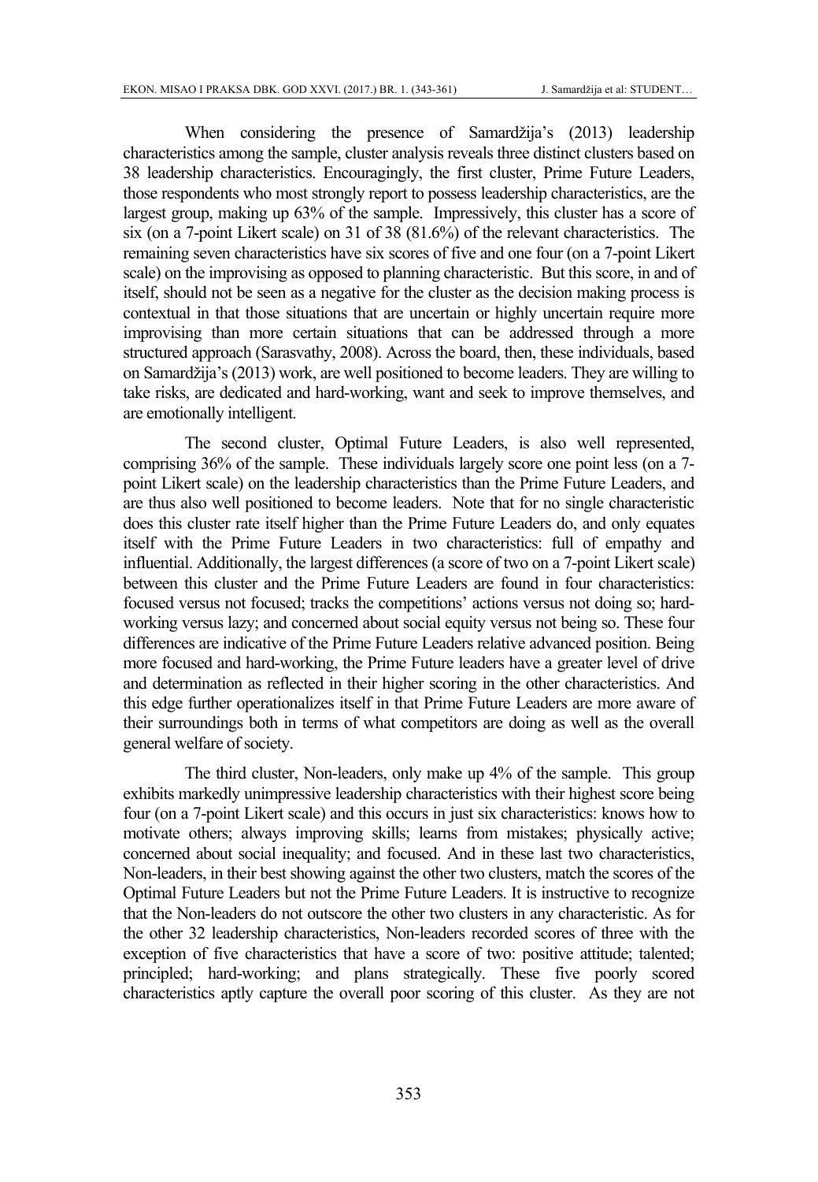When considering the presence of Samardžija's (2013) leadership characteristics among the sample, cluster analysis reveals three distinct clusters based on 38 leadership characteristics. Encouragingly, the first cluster, Prime Future Leaders, those respondents who most strongly report to possess leadership characteristics, are the largest group, making up 63% of the sample. Impressively, this cluster has a score of six (on a 7-point Likert scale) on 31 of 38 (81.6%) of the relevant characteristics. The remaining seven characteristics have six scores of five and one four (on a 7-point Likert scale) on the improvising as opposed to planning characteristic. But this score, in and of itself, should not be seen as a negative for the cluster as the decision making process is contextual in that those situations that are uncertain or highly uncertain require more improvising than more certain situations that can be addressed through a more structured approach (Sarasvathy, 2008). Across the board, then, these individuals, based on Samardžija's (2013) work, are well positioned to become leaders. They are willing to take risks, are dedicated and hard-working, want and seek to improve themselves, and are emotionally intelligent.

The second cluster, Optimal Future Leaders, is also well represented, comprising 36% of the sample. These individuals largely score one point less (on a 7-point Likert scale) on the leadership characteristics than the Prime Future Leaders, and are thus also well positioned to become leaders. Note that for no single characteristic does this cluster rate itself higher than the Prime Future Leaders do, and only equates itself with the Prime Future Leaders in two characteristics: full of empathy and influential. Additionally, the largest differences (a score of two on a 7-point Likert scale) between this cluster and the Prime Future Leaders are found in four characteristics: focused versus not focused; tracks the competitions' actions versus not doing so; hard-working versus lazy; and concerned about social equity versus not being so. These four differences are indicative of the Prime Future Leaders relative advanced position. Being more focused and hard-working, the Prime Future leaders have a greater level of drive and determination as reflected in their higher scoring in the other characteristics. And this edge further operationalizes itself in that Prime Future Leaders are more aware of their surroundings both in terms of what competitors are doing as well as the overall general welfare of society.

The third cluster, Non-leaders, only make up 4% of the sample. This group exhibits markedly unimpressive leadership characteristics with their highest score being four (on a 7-point Likert scale) and this occurs in just six characteristics: knows how to motivate others; always improving skills; learns from mistakes; physically active; concerned about social inequality; and focused. And in these last two characteristics, Non-leaders, in their best showing against the other two clusters, match the scores of the Optimal Future Leaders but not the Prime Future Leaders. It is instructive to recognize that the Non-leaders do not outscore the other two clusters in any characteristic. As for the other 32 leadership characteristics, Non-leaders recorded scores of three with the exception of five characteristics that have a score of two: positive attitude; talented; principled; hard-working; and plans strategically. These five poorly scored characteristics aptly capture the overall poor scoring of this cluster. As they are not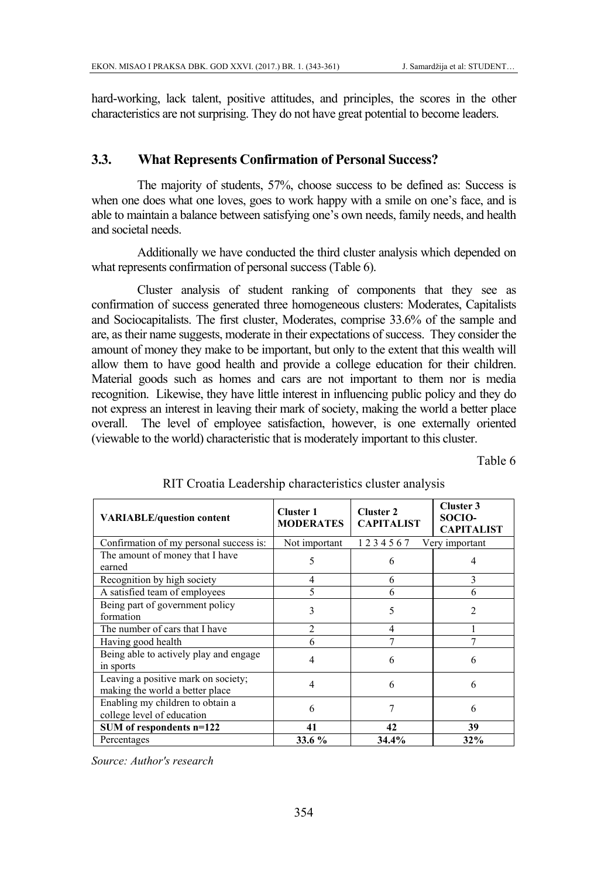hard-working, lack talent, positive attitudes, and principles, the scores in the other characteristics are not surprising. They do not have great potential to become leaders.

### 3.3. What Represents Confirmation of Personal Success?

The majority of students, 57%, choose success to be defined as: Success is when one does what one loves, goes to work happy with a smile on one's face, and is able to maintain a balance between satisfying one's own needs, family needs, and health and societal needs.

Additionally we have conducted the third cluster analysis which depended on what represents confirmation of personal success (Table 6).

Cluster analysis of student ranking of components that they see as confirmation of success generated three homogeneous clusters: Moderates, Capitalists and Sociocapitalists. The first cluster, Moderates, comprise 33.6% of the sample and are, as their name suggests, moderate in their expectations of success. They consider the amount of money they make to be important, but only to the extent that this wealth will allow them to have good health and provide a college education for their children. Material goods such as homes and cars are not important to them nor is media recognition. Likewise, they have little interest in influencing public policy and they do not express an interest in leaving their mark of society, making the world a better place overall. The level of employee satisfaction, however, is one externally oriented (viewable to the world) characteristic that is moderately important to this cluster.

Table 6

RIT Croatia Leadership characteristics cluster analysis

| VARIABLE/question content | Cluster 1 MODERATES | Cluster 2 CAPITALIST | Cluster 3 SOCIO-CAPITALIST |
|---|---|---|---|
| Confirmation of my personal success is: | Not important | 1 2 3 4 5 6 7 | Very important |
| The amount of money that I have earned | 5 | 6 | 4 |
| Recognition by high society | 4 | 6 | 3 |
| A satisfied team of employees | 5 | 6 | 6 |
| Being part of government policy formation | 3 | 5 | 2 |
| The number of cars that I have | 2 | 4 | 1 |
| Having good health | 6 | 7 | 7 |
| Being able to actively play and engage in sports | 4 | 6 | 6 |
| Leaving a positive mark on society; making the world a better place | 4 | 6 | 6 |
| Enabling my children to obtain a college level of education | 6 | 7 | 6 |
| **SUM of respondents n=122** | **41** | **42** | **39** |
| Percentages | **33.6 %** | **34.4%** | **32%** |

*Source: Author's research*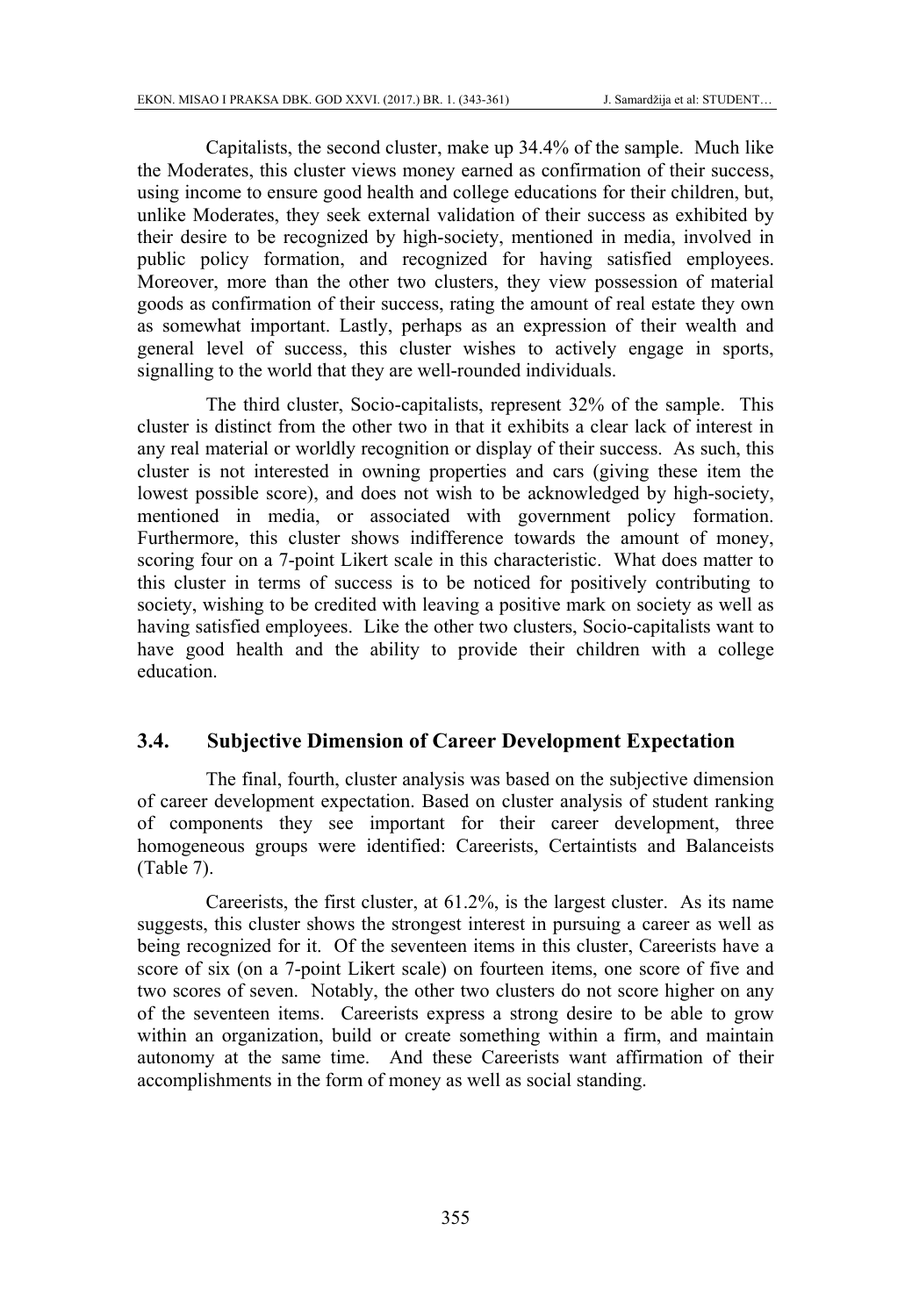Capitalists, the second cluster, make up 34.4% of the sample. Much like the Moderates, this cluster views money earned as confirmation of their success, using income to ensure good health and college educations for their children, but, unlike Moderates, they seek external validation of their success as exhibited by their desire to be recognized by high-society, mentioned in media, involved in public policy formation, and recognized for having satisfied employees. Moreover, more than the other two clusters, they view possession of material goods as confirmation of their success, rating the amount of real estate they own as somewhat important. Lastly, perhaps as an expression of their wealth and general level of success, this cluster wishes to actively engage in sports, signalling to the world that they are well-rounded individuals.

The third cluster, Socio-capitalists, represent 32% of the sample. This cluster is distinct from the other two in that it exhibits a clear lack of interest in any real material or worldly recognition or display of their success. As such, this cluster is not interested in owning properties and cars (giving these item the lowest possible score), and does not wish to be acknowledged by high-society, mentioned in media, or associated with government policy formation. Furthermore, this cluster shows indifference towards the amount of money, scoring four on a 7-point Likert scale in this characteristic. What does matter to this cluster in terms of success is to be noticed for positively contributing to society, wishing to be credited with leaving a positive mark on society as well as having satisfied employees. Like the other two clusters, Socio-capitalists want to have good health and the ability to provide their children with a college education.

### 3.4. Subjective Dimension of Career Development Expectation

The final, fourth, cluster analysis was based on the subjective dimension of career development expectation. Based on cluster analysis of student ranking of components they see important for their career development, three homogeneous groups were identified: Careerists, Certaintists and Balanceists (Table 7).

Careerists, the first cluster, at 61.2%, is the largest cluster. As its name suggests, this cluster shows the strongest interest in pursuing a career as well as being recognized for it. Of the seventeen items in this cluster, Careerists have a score of six (on a 7-point Likert scale) on fourteen items, one score of five and two scores of seven. Notably, the other two clusters do not score higher on any of the seventeen items. Careerists express a strong desire to be able to grow within an organization, build or create something within a firm, and maintain autonomy at the same time. And these Careerists want affirmation of their accomplishments in the form of money as well as social standing.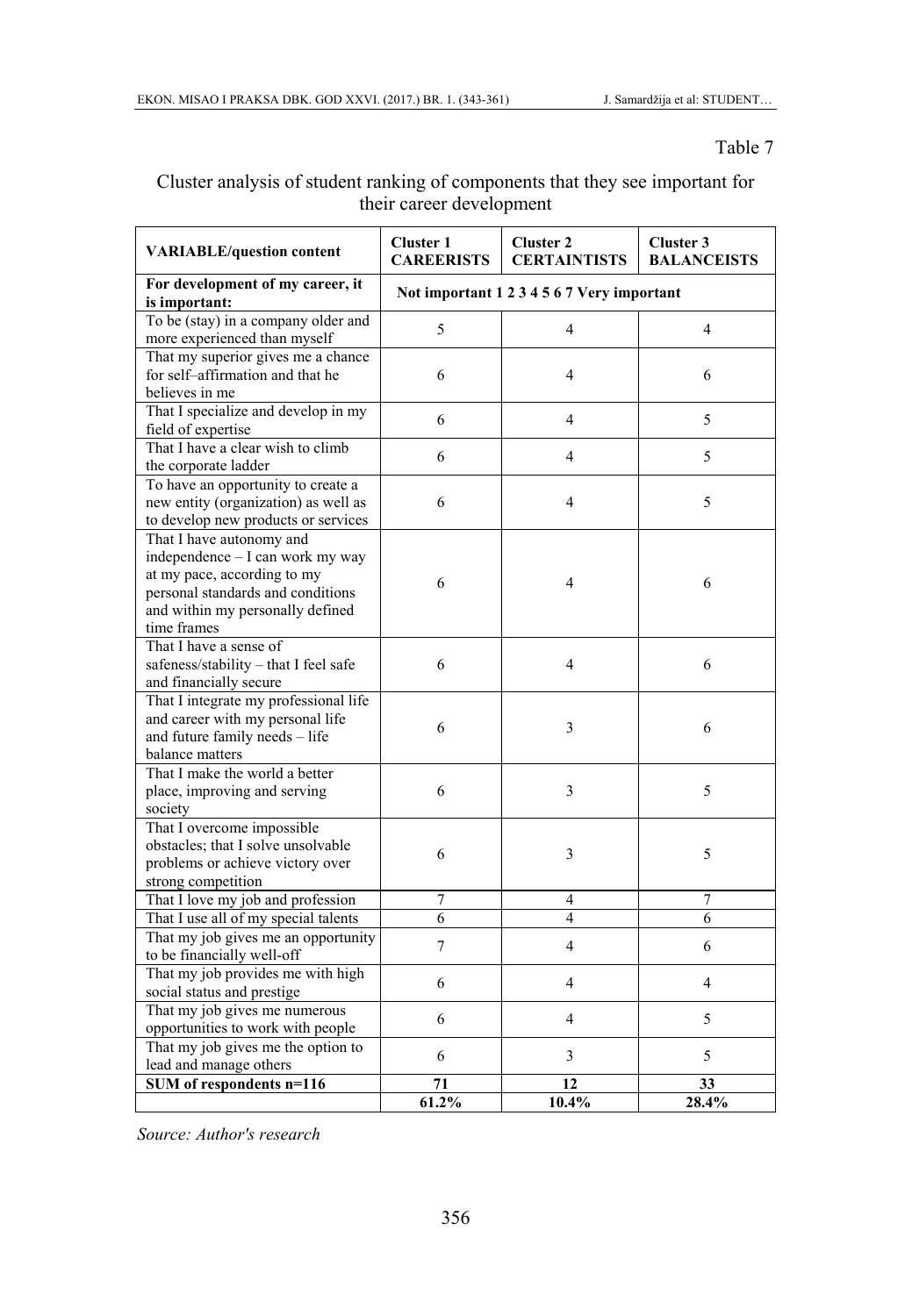Table 7

Cluster analysis of student ranking of components that they see important for their career development

| VARIABLE/question content | Cluster 1 CAREERISTS | Cluster 2 CERTAINTISTS | Cluster 3 BALANCEISTS |
|---|---|---|---|
| **For development of my career, it is important:** | **Not important 1 2 3 4 5 6 7 Very important** | | |
| To be (stay) in a company older and more experienced than myself | 5 | 4 | 4 |
| That my superior gives me a chance for self–affirmation and that he believes in me | 6 | 4 | 6 |
| That I specialize and develop in my field of expertise | 6 | 4 | 5 |
| That I have a clear wish to climb the corporate ladder | 6 | 4 | 5 |
| To have an opportunity to create a new entity (organization) as well as to develop new products or services | 6 | 4 | 5 |
| That I have autonomy and independence – I can work my way at my pace, according to my personal standards and conditions and within my personally defined time frames | 6 | 4 | 6 |
| That I have a sense of safeness/stability – that I feel safe and financially secure | 6 | 4 | 6 |
| That I integrate my professional life and career with my personal life and future family needs – life balance matters | 6 | 3 | 6 |
| That I make the world a better place, improving and serving society | 6 | 3 | 5 |
| That I overcome impossible obstacles; that I solve unsolvable problems or achieve victory over strong competition | 6 | 3 | 5 |
| That I love my job and profession | 7 | 4 | 7 |
| That I use all of my special talents | 6 | 4 | 6 |
| That my job gives me an opportunity to be financially well-off | 7 | 4 | 6 |
| That my job provides me with high social status and prestige | 6 | 4 | 4 |
| That my job gives me numerous opportunities to work with people | 6 | 4 | 5 |
| That my job gives me the option to lead and manage others | 6 | 3 | 5 |
| **SUM of respondents n=116** | **71** | **12** | **33** |
| | **61.2%** | **10.4%** | **28.4%** |

*Source: Author's research*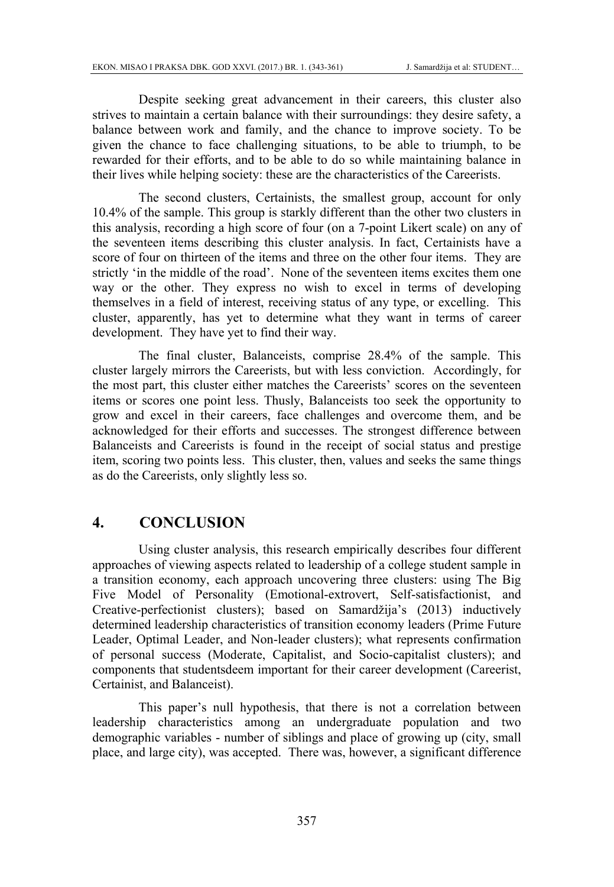Despite seeking great advancement in their careers, this cluster also strives to maintain a certain balance with their surroundings: they desire safety, a balance between work and family, and the chance to improve society. To be given the chance to face challenging situations, to be able to triumph, to be rewarded for their efforts, and to be able to do so while maintaining balance in their lives while helping society: these are the characteristics of the Careerists.

The second clusters, Certainists, the smallest group, account for only 10.4% of the sample. This group is starkly different than the other two clusters in this analysis, recording a high score of four (on a 7-point Likert scale) on any of the seventeen items describing this cluster analysis. In fact, Certainists have a score of four on thirteen of the items and three on the other four items. They are strictly 'in the middle of the road'. None of the seventeen items excites them one way or the other. They express no wish to excel in terms of developing themselves in a field of interest, receiving status of any type, or excelling. This cluster, apparently, has yet to determine what they want in terms of career development. They have yet to find their way.

The final cluster, Balanceists, comprise 28.4% of the sample. This cluster largely mirrors the Careerists, but with less conviction. Accordingly, for the most part, this cluster either matches the Careerists' scores on the seventeen items or scores one point less. Thusly, Balanceists too seek the opportunity to grow and excel in their careers, face challenges and overcome them, and be acknowledged for their efforts and successes. The strongest difference between Balanceists and Careerists is found in the receipt of social status and prestige item, scoring two points less. This cluster, then, values and seeks the same things as do the Careerists, only slightly less so.

## 4. CONCLUSION

Using cluster analysis, this research empirically describes four different approaches of viewing aspects related to leadership of a college student sample in a transition economy, each approach uncovering three clusters: using The Big Five Model of Personality (Emotional-extrovert, Self-satisfactionist, and Creative-perfectionist clusters); based on Samardžija's (2013) inductively determined leadership characteristics of transition economy leaders (Prime Future Leader, Optimal Leader, and Non-leader clusters); what represents confirmation of personal success (Moderate, Capitalist, and Socio-capitalist clusters); and components that studentsdeem important for their career development (Careerist, Certainist, and Balanceist).

This paper's null hypothesis, that there is not a correlation between leadership characteristics among an undergraduate population and two demographic variables - number of siblings and place of growing up (city, small place, and large city), was accepted. There was, however, a significant difference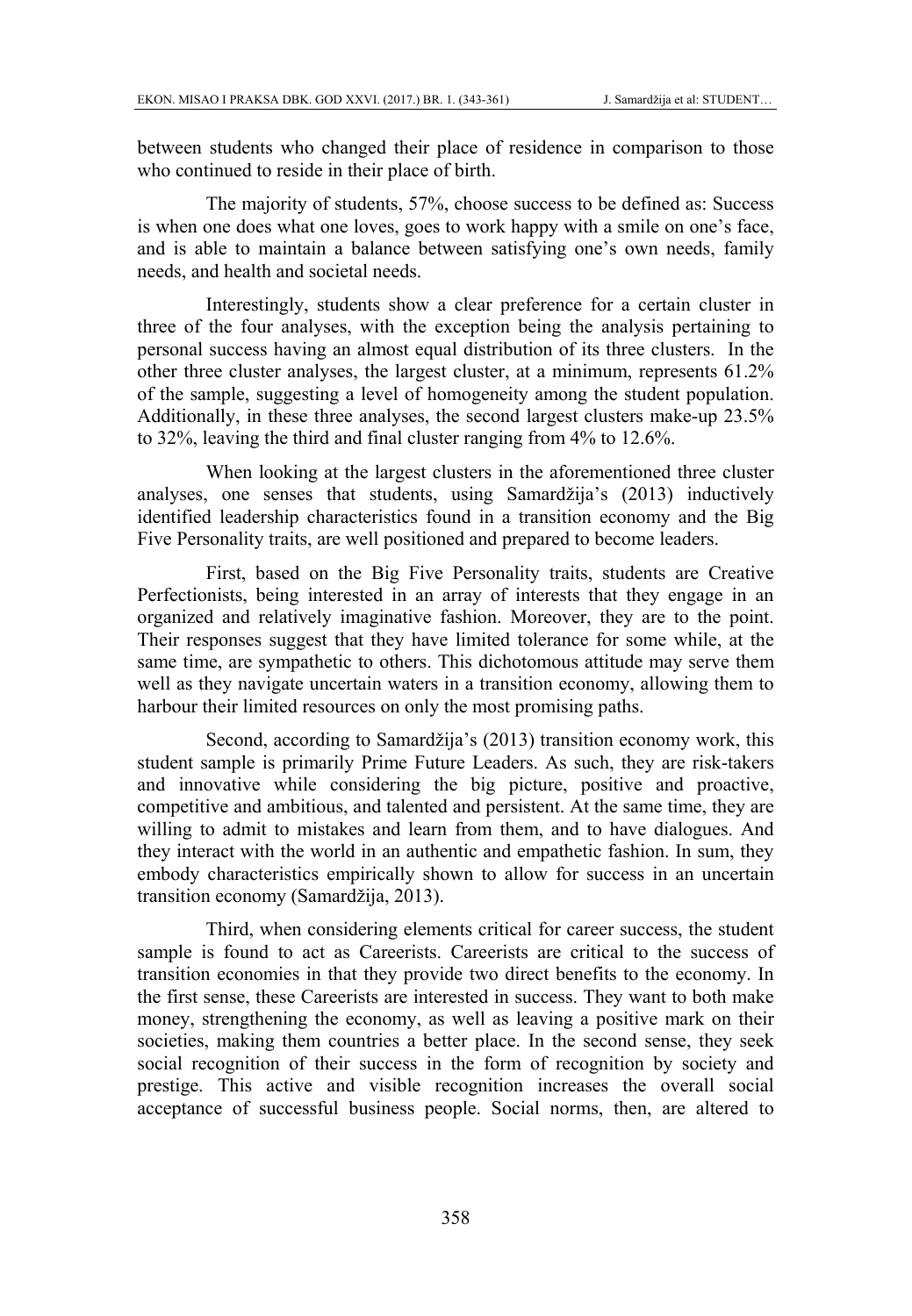between students who changed their place of residence in comparison to those who continued to reside in their place of birth.

The majority of students, 57%, choose success to be defined as: Success is when one does what one loves, goes to work happy with a smile on one's face, and is able to maintain a balance between satisfying one's own needs, family needs, and health and societal needs.

Interestingly, students show a clear preference for a certain cluster in three of the four analyses, with the exception being the analysis pertaining to personal success having an almost equal distribution of its three clusters. In the other three cluster analyses, the largest cluster, at a minimum, represents 61.2% of the sample, suggesting a level of homogeneity among the student population. Additionally, in these three analyses, the second largest clusters make-up 23.5% to 32%, leaving the third and final cluster ranging from 4% to 12.6%.

When looking at the largest clusters in the aforementioned three cluster analyses, one senses that students, using Samardžija's (2013) inductively identified leadership characteristics found in a transition economy and the Big Five Personality traits, are well positioned and prepared to become leaders.

First, based on the Big Five Personality traits, students are Creative Perfectionists, being interested in an array of interests that they engage in an organized and relatively imaginative fashion. Moreover, they are to the point. Their responses suggest that they have limited tolerance for some while, at the same time, are sympathetic to others. This dichotomous attitude may serve them well as they navigate uncertain waters in a transition economy, allowing them to harbour their limited resources on only the most promising paths.

Second, according to Samardžija's (2013) transition economy work, this student sample is primarily Prime Future Leaders. As such, they are risk-takers and innovative while considering the big picture, positive and proactive, competitive and ambitious, and talented and persistent. At the same time, they are willing to admit to mistakes and learn from them, and to have dialogues. And they interact with the world in an authentic and empathetic fashion. In sum, they embody characteristics empirically shown to allow for success in an uncertain transition economy (Samardžija, 2013).

Third, when considering elements critical for career success, the student sample is found to act as Careerists. Careerists are critical to the success of transition economies in that they provide two direct benefits to the economy. In the first sense, these Careerists are interested in success. They want to both make money, strengthening the economy, as well as leaving a positive mark on their societies, making them countries a better place. In the second sense, they seek social recognition of their success in the form of recognition by society and prestige. This active and visible recognition increases the overall social acceptance of successful business people. Social norms, then, are altered to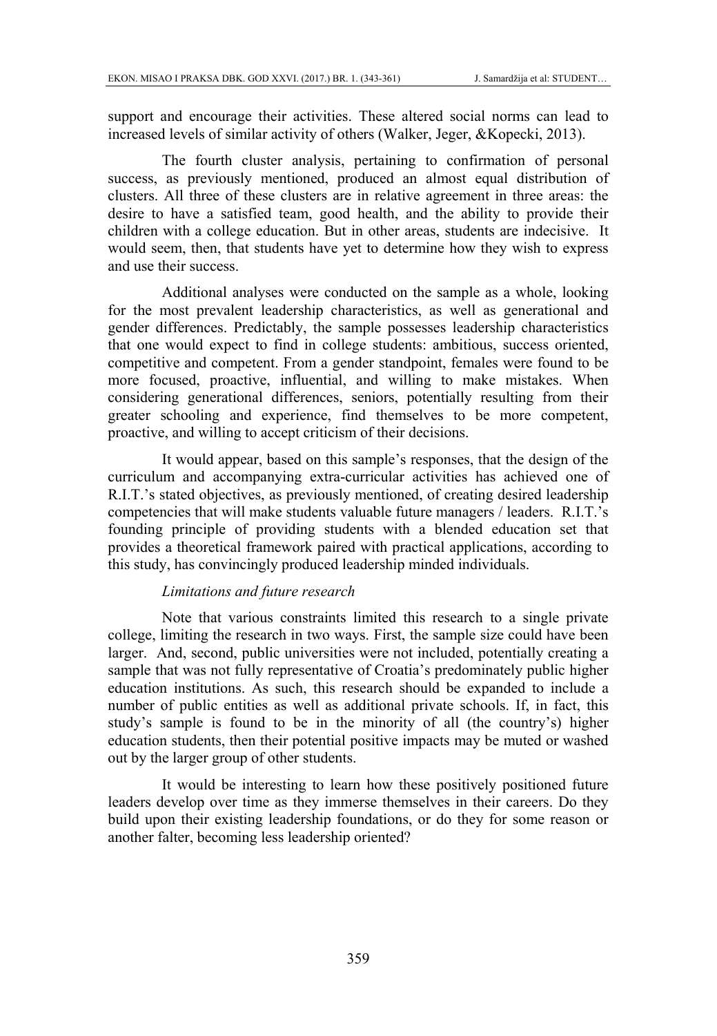support and encourage their activities. These altered social norms can lead to increased levels of similar activity of others (Walker, Jeger, &Kopecki, 2013).

The fourth cluster analysis, pertaining to confirmation of personal success, as previously mentioned, produced an almost equal distribution of clusters. All three of these clusters are in relative agreement in three areas: the desire to have a satisfied team, good health, and the ability to provide their children with a college education. But in other areas, students are indecisive. It would seem, then, that students have yet to determine how they wish to express and use their success.

Additional analyses were conducted on the sample as a whole, looking for the most prevalent leadership characteristics, as well as generational and gender differences. Predictably, the sample possesses leadership characteristics that one would expect to find in college students: ambitious, success oriented, competitive and competent. From a gender standpoint, females were found to be more focused, proactive, influential, and willing to make mistakes. When considering generational differences, seniors, potentially resulting from their greater schooling and experience, find themselves to be more competent, proactive, and willing to accept criticism of their decisions.

It would appear, based on this sample's responses, that the design of the curriculum and accompanying extra-curricular activities has achieved one of R.I.T.'s stated objectives, as previously mentioned, of creating desired leadership competencies that will make students valuable future managers / leaders. R.I.T.'s founding principle of providing students with a blended education set that provides a theoretical framework paired with practical applications, according to this study, has convincingly produced leadership minded individuals.

*Limitations and future research*

Note that various constraints limited this research to a single private college, limiting the research in two ways. First, the sample size could have been larger. And, second, public universities were not included, potentially creating a sample that was not fully representative of Croatia's predominately public higher education institutions. As such, this research should be expanded to include a number of public entities as well as additional private schools. If, in fact, this study's sample is found to be in the minority of all (the country's) higher education students, then their potential positive impacts may be muted or washed out by the larger group of other students.

It would be interesting to learn how these positively positioned future leaders develop over time as they immerse themselves in their careers. Do they build upon their existing leadership foundations, or do they for some reason or another falter, becoming less leadership oriented?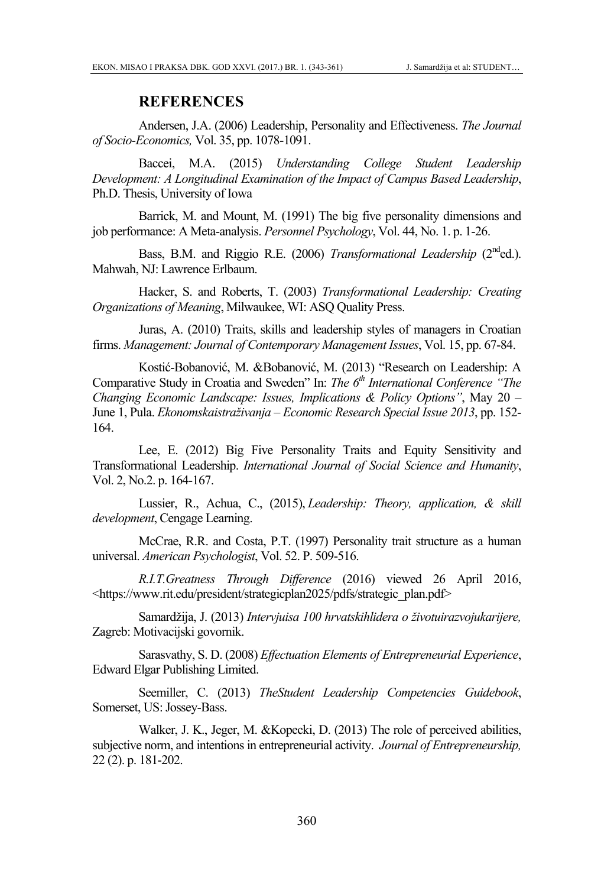## REFERENCES

Andersen, J.A. (2006) Leadership, Personality and Effectiveness. *The Journal of Socio-Economics,* Vol. 35, pp. 1078-1091.

Baccei, M.A. (2015) *Understanding College Student Leadership Development: A Longitudinal Examination of the Impact of Campus Based Leadership*, Ph.D. Thesis, University of Iowa

Barrick, M. and Mount, M. (1991) The big five personality dimensions and job performance: A Meta-analysis. *Personnel Psychology*, Vol. 44, No. 1. p. 1-26.

Bass, B.M. and Riggio R.E. (2006) *Transformational Leadership* (2nded.). Mahwah, NJ: Lawrence Erlbaum.

Hacker, S. and Roberts, T. (2003) *Transformational Leadership: Creating Organizations of Meaning*, Milwaukee, WI: ASQ Quality Press.

Juras, A. (2010) Traits, skills and leadership styles of managers in Croatian firms. *Management: Journal of Contemporary Management Issues*, Vol. 15, pp. 67-84.

Kostić-Bobanović, M. &Bobanović, M. (2013) "Research on Leadership: A Comparative Study in Croatia and Sweden" In: *The 6th International Conference "The Changing Economic Landscape: Issues, Implications & Policy Options"*, May 20 – June 1, Pula. *Ekonomskaistraživanja – Economic Research Special Issue 2013*, pp. 152-164.

Lee, E. (2012) Big Five Personality Traits and Equity Sensitivity and Transformational Leadership. *International Journal of Social Science and Humanity*, Vol. 2, No.2. p. 164-167.

Lussier, R., Achua, C., (2015), *Leadership: Theory, application, & skill development*, Cengage Learning.

McCrae, R.R. and Costa, P.T. (1997) Personality trait structure as a human universal. *American Psychologist*, Vol. 52. P. 509-516.

*R.I.T.Greatness Through Difference* (2016) viewed 26 April 2016, <https://www.rit.edu/president/strategicplan2025/pdfs/strategic_plan.pdf>

Samardžija, J. (2013) *Intervjuisa 100 hrvatskihlidera o životuirazvojukarijere,* Zagreb: Motivacijski govornik.

Sarasvathy, S. D. (2008) *Effectuation Elements of Entrepreneurial Experience*, Edward Elgar Publishing Limited.

Seemiller, C. (2013) *TheStudent Leadership Competencies Guidebook*, Somerset, US: Jossey-Bass.

Walker, J. K., Jeger, M. &Kopecki, D. (2013) The role of perceived abilities, subjective norm, and intentions in entrepreneurial activity. *Journal of Entrepreneurship,* 22 (2). p. 181-202.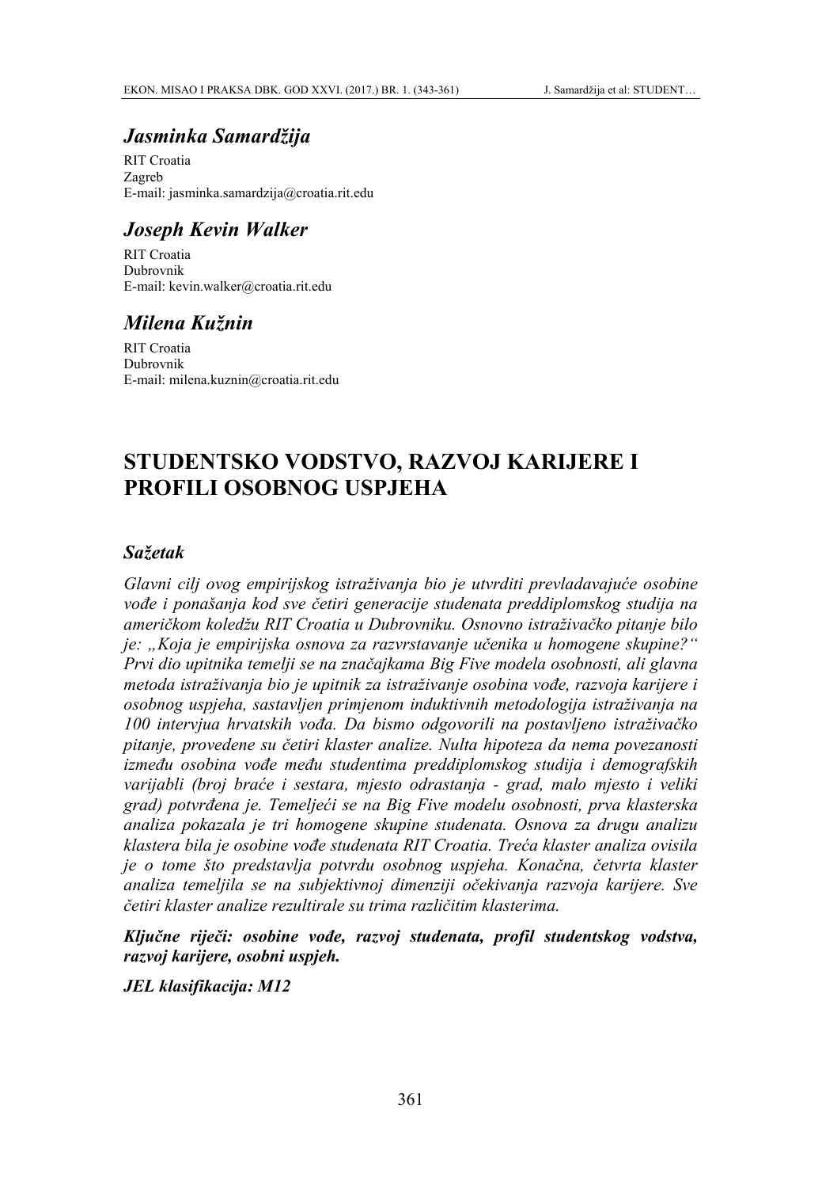## *Jasminka Samardžija*

RIT Croatia
Zagreb
E-mail: jasminka.samardzija@croatia.rit.edu

## *Joseph Kevin Walker*

RIT Croatia
Dubrovnik
E-mail: kevin.walker@croatia.rit.edu

## *Milena Kužnin*

RIT Croatia
Dubrovnik
E-mail: milena.kuznin@croatia.rit.edu

# STUDENTSKO VODSTVO, RAZVOJ KARIJERE I PROFILI OSOBNOG USPJEHA

## *Sažetak*

*Glavni cilj ovog empirijskog istraživanja bio je utvrditi prevladavajuće osobine vođe i ponašanja kod sve četiri generacije studenata preddiplomskog studija na američkom koledžu RIT Croatia u Dubrovniku. Osnovno istraživačko pitanje bilo je: „Koja je empirijska osnova za razvrstavanje učenika u homogene skupine?" Prvi dio upitnika temelji se na značajkama Big Five modela osobnosti, ali glavna metoda istraživanja bio je upitnik za istraživanje osobina vođe, razvoja karijere i osobnog uspjeha, sastavljen primjenom induktivnih metodologija istraživanja na 100 intervjua hrvatskih vođa. Da bismo odgovorili na postavljeno istraživačko pitanje, provedene su četiri klaster analize. Nulta hipoteza da nema povezanosti između osobina vođe među studentima preddiplomskog studija i demografskih varijabli (broj braće i sestara, mjesto odrastanja - grad, malo mjesto i veliki grad) potvrđena je. Temeljeći se na Big Five modelu osobnosti, prva klasterska analiza pokazala je tri homogene skupine studenata. Osnova za drugu analizu klastera bila je osobine vođe studenata RIT Croatia. Treća klaster analiza ovisila je o tome što predstavlja potvrdu osobnog uspjeha. Konačna, četvrta klaster analiza temeljila se na subjektivnoj dimenziji očekivanja razvoja karijere. Sve četiri klaster analize rezultirale su trima različitim klasterima.*

***Ključne riječi: osobine vođe, razvoj studenata, profil studentskog vodstva, razvoj karijere, osobni uspjeh.***

***JEL klasifikacija: M12***